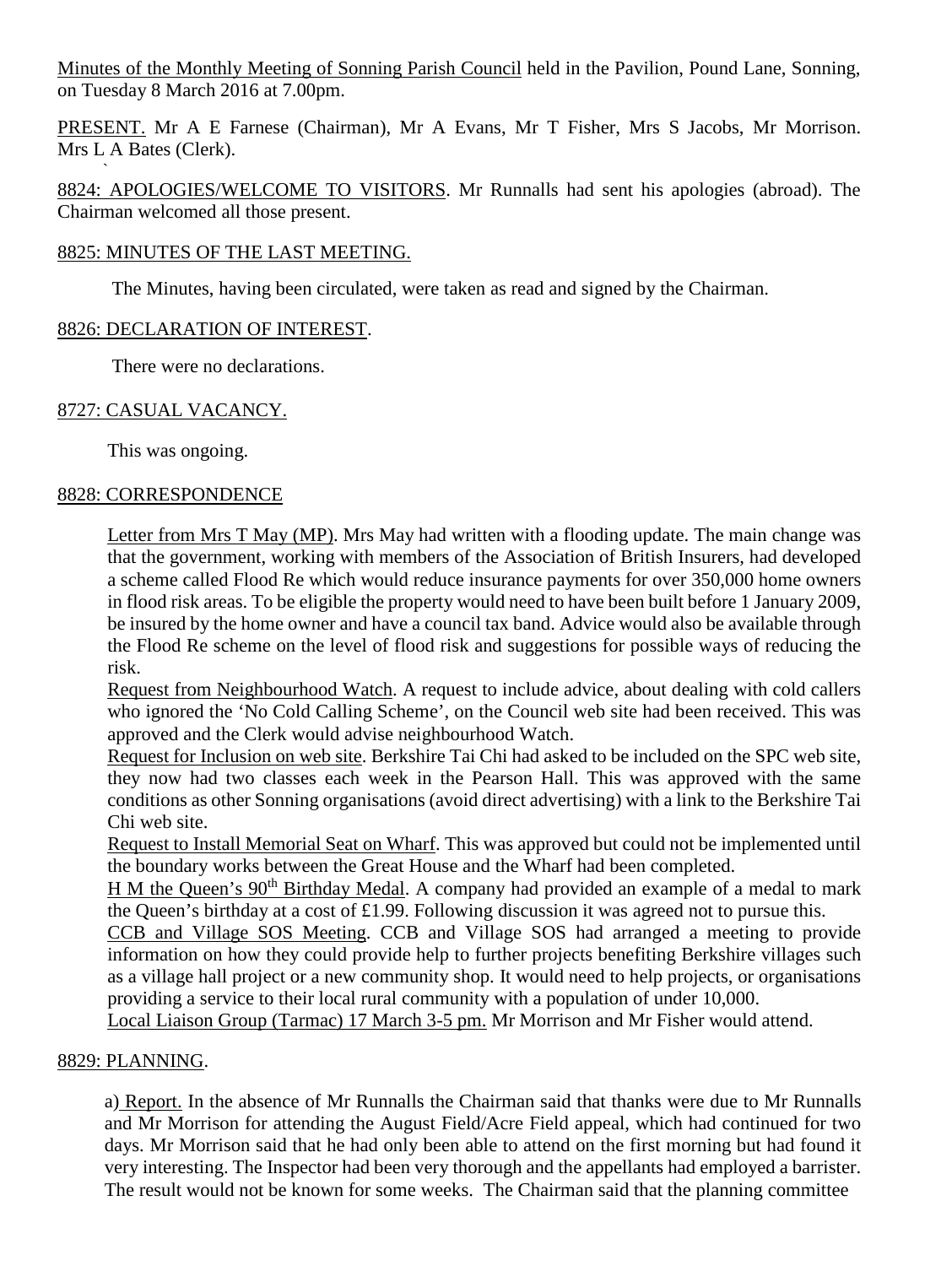Minutes of the Monthly Meeting of Sonning Parish Council held in the Pavilion, Pound Lane, Sonning, on Tuesday 8 March 2016 at 7.00pm.

PRESENT. Mr A E Farnese (Chairman), Mr A Evans, Mr T Fisher, Mrs S Jacobs, Mr Morrison. Mrs L A Bates (Clerk).

8824: APOLOGIES/WELCOME TO VISITORS. Mr Runnalls had sent his apologies (abroad). The Chairman welcomed all those present.

8825: MINUTES OF THE LAST MEETING.

The Minutes, having been circulated, were taken as read and signed by the Chairman.

8826: DECLARATION OF INTEREST.

There were no declarations.

8727: CASUAL VACANCY.

This was ongoing.

8828: CORRESPONDENCE

Letter from Mrs T May (MP). Mrs May had written with a flooding update. The main change was that the government, working with members of the Association of British Insurers, had developed a scheme called Flood Re which would reduce insurance payments for over 350,000 home owners in flood risk areas. To be eligible the property would need to have been built before 1 January 2009, be insured by the home owner and have a council tax band. Advice would also be available through the Flood Re scheme on the level of flood risk and suggestions for possible ways of reducing the risk.

Request from Neighbourhood Watch. A request to include advice, about dealing with cold callers who ignored the 'No Cold Calling Scheme', on the Council web site had been received. This was approved and the Clerk would advise neighbourhood Watch.

Request for Inclusion on web site. Berkshire Tai Chi had asked to be included on the SPC web site, they now had two classes each week in the Pearson Hall. This was approved with the same conditions as other Sonning organisations (avoid direct advertising) with a link to the Berkshire Tai Chi web site.

Request to Install Memorial Seat on Wharf. This was approved but could not be implemented until the boundary works between the Great House and the Wharf had been completed.

H M the Queen's 90th Birthday Medal. A company had provided an example of a medal to mark the Queen's birthday at a cost of £1.99. Following discussion it was agreed not to pursue this.

CCB and Village SOS Meeting. CCB and Village SOS had arranged a meeting to provide information on how they could provide help to further projects benefiting Berkshire villages such as a village hall project or a new community shop. It would need to help projects, or organisations providing a service to their local rural community with a population of under 10,000.

Local Liaison Group (Tarmac) 17 March 3-5 pm. Mr Morrison and Mr Fisher would attend.

8829: PLANNING.

a) Report. In the absence of Mr Runnalls the Chairman said that thanks were due to Mr Runnalls and Mr Morrison for attending the August Field/Acre Field appeal, which had continued for two days. Mr Morrison said that he had only been able to attend on the first morning but had found it very interesting. The Inspector had been very thorough and the appellants had employed a barrister. The result would not be known for some weeks. The Chairman said that the planning committee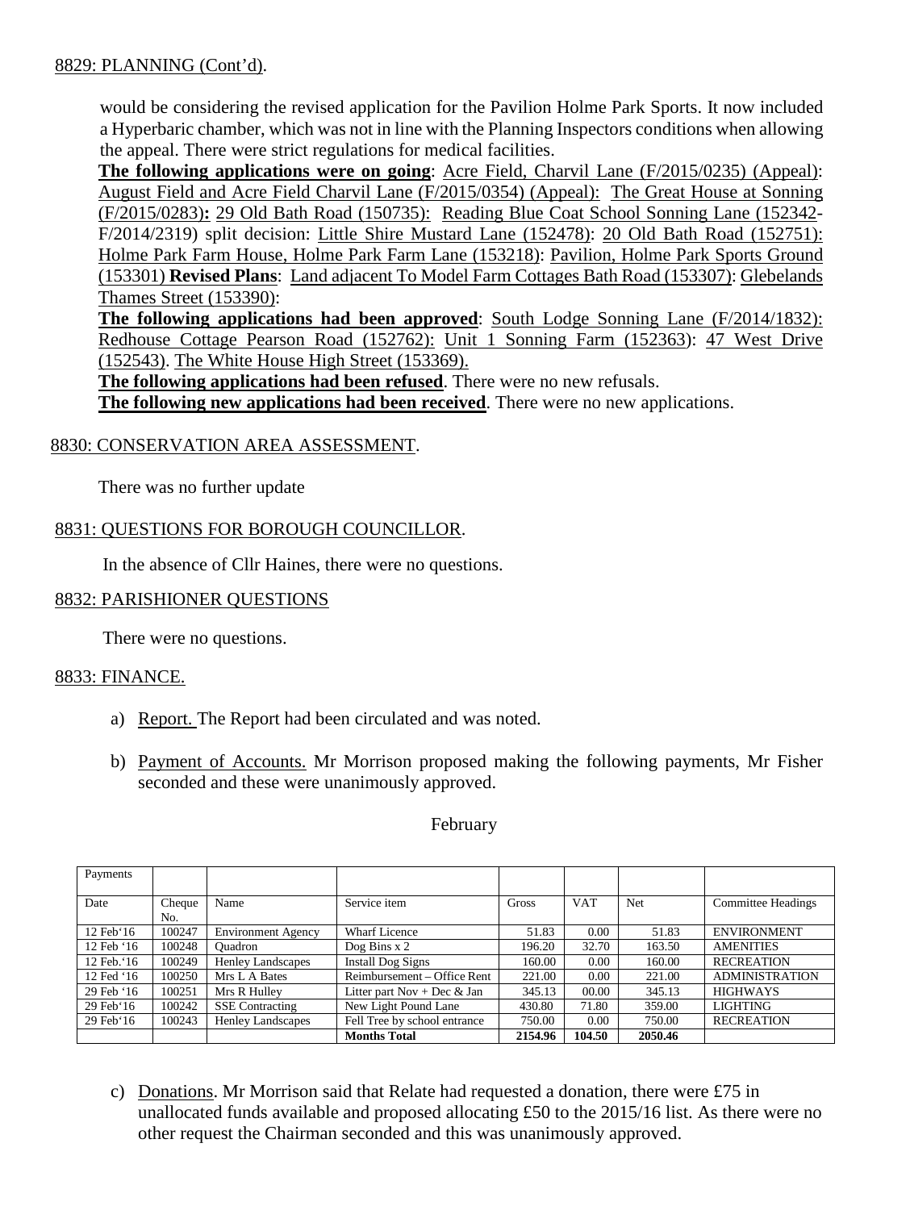8829: PLANNING (Cont'd).

would be considering the revised application for the Pavilion Holme Park Sports. It now included a Hyperbaric chamber, which was not in line with the Planning Inspectors conditions when allowing the appeal. There were strict regulations for medical facilities.

**The following applications were on going**: Acre Field, Charvil Lane (F/2015/0235) (Appeal): August Field and Acre Field Charvil Lane (F/2015/0354) (Appeal): The Great House at Sonning (F/2015/0283)**:** 29 Old Bath Road (150735): Reading Blue Coat School Sonning Lane (152342-F/2014/2319) split decision: Little Shire Mustard Lane (152478): 20 Old Bath Road (152751): Holme Park Farm House, Holme Park Farm Lane (153218): Pavilion, Holme Park Sports Ground (153301) **Revised Plans**: Land adjacent To Model Farm Cottages Bath Road (153307): Glebelands Thames Street (153390):

**The following applications had been approved**: South Lodge Sonning Lane (F/2014/1832): Redhouse Cottage Pearson Road (152762): Unit 1 Sonning Farm (152363): 47 West Drive (152543). The White House High Street (153369).

**The following applications had been refused**. There were no new refusals.

**The following new applications had been received**. There were no new applications.

8830: CONSERVATION AREA ASSESSMENT.

There was no further update

8831: QUESTIONS FOR BOROUGH COUNCILLOR.

In the absence of Cllr Haines, there were no questions.

8832: PARISHIONER QUESTIONS

There were no questions.

8833: FINANCE.

a) Report. The Report had been circulated and was noted.

b) Payment of Accounts. Mr Morrison proposed making the following payments, Mr Fisher seconded and these were unanimously approved.

February

| Payments | | | | | | | |
|---|---|---|---|---|---|---|---|
| Date | Cheque No. | Name | Service item | Gross | VAT | Net | Committee Headings |
| 12 Feb'16 | 100247 | Environment Agency | Wharf Licence | 51.83 | 0.00 | 51.83 | ENVIRONMENT |
| 12 Feb '16 | 100248 | Quadron | Dog Bins x 2 | 196.20 | 32.70 | 163.50 | AMENITIES |
| 12 Feb.'16 | 100249 | Henley Landscapes | Install Dog Signs | 160.00 | 0.00 | 160.00 | RECREATION |
| 12 Fed '16 | 100250 | Mrs L A Bates | Reimbursement – Office Rent | 221.00 | 0.00 | 221.00 | ADMINISTRATION |
| 29 Feb '16 | 100251 | Mrs R Hulley | Litter part Nov + Dec & Jan | 345.13 | 00.00 | 345.13 | HIGHWAYS |
| 29 Feb'16 | 100242 | SSE Contracting | New Light Pound Lane | 430.80 | 71.80 | 359.00 | LIGHTING |
| 29 Feb'16 | 100243 | Henley Landscapes | Fell Tree by school entrance | 750.00 | 0.00 | 750.00 | RECREATION |
| | | | **Months Total** | **2154.96** | **104.50** | **2050.46** | |

c) Donations. Mr Morrison said that Relate had requested a donation, there were £75 in unallocated funds available and proposed allocating £50 to the 2015/16 list. As there were no other request the Chairman seconded and this was unanimously approved.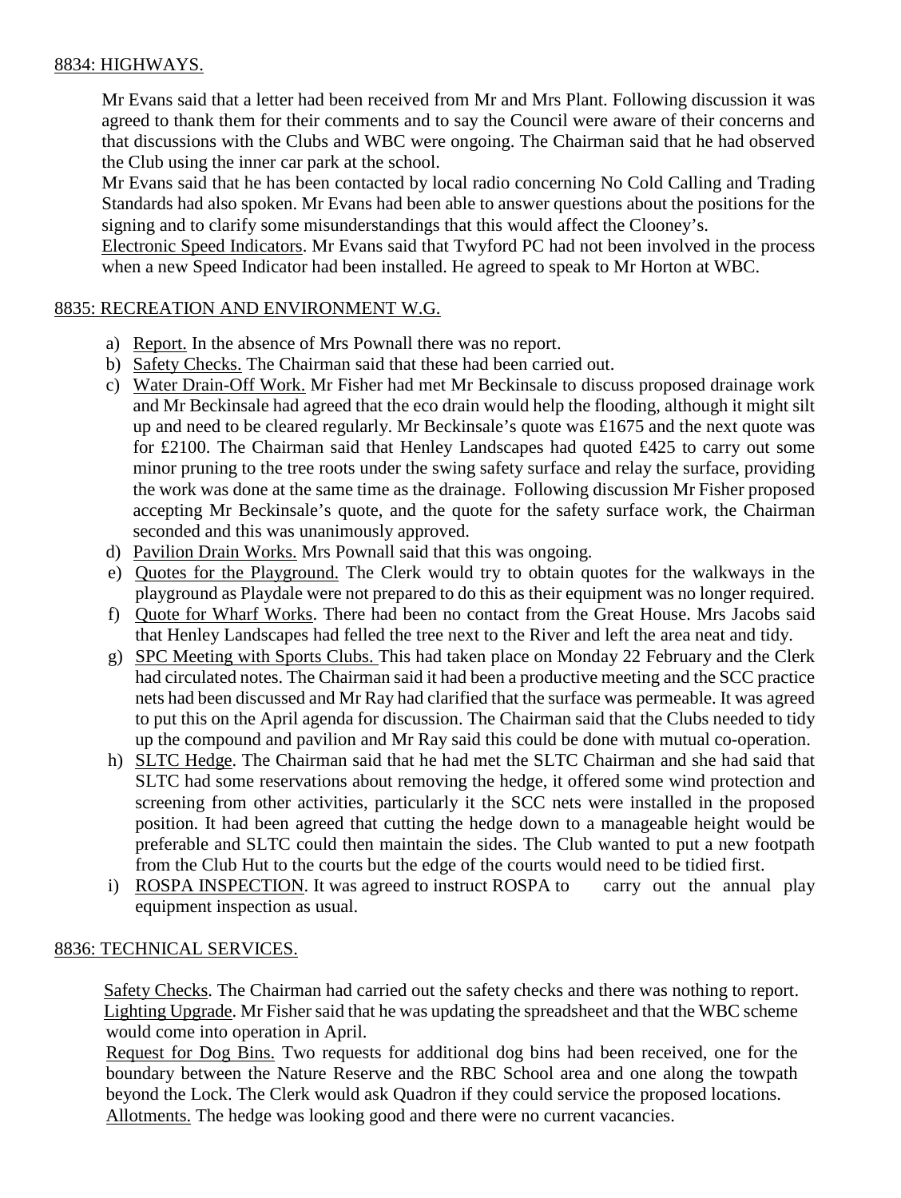## 8834: HIGHWAYS.

Mr Evans said that a letter had been received from Mr and Mrs Plant. Following discussion it was agreed to thank them for their comments and to say the Council were aware of their concerns and that discussions with the Clubs and WBC were ongoing. The Chairman said that he had observed the Club using the inner car park at the school.

Mr Evans said that he has been contacted by local radio concerning No Cold Calling and Trading Standards had also spoken. Mr Evans had been able to answer questions about the positions for the signing and to clarify some misunderstandings that this would affect the Clooney's.

Electronic Speed Indicators. Mr Evans said that Twyford PC had not been involved in the process when a new Speed Indicator had been installed. He agreed to speak to Mr Horton at WBC.

## 8835: RECREATION AND ENVIRONMENT W.G.

a) Report. In the absence of Mrs Pownall there was no report.
b) Safety Checks. The Chairman said that these had been carried out.
c) Water Drain-Off Work. Mr Fisher had met Mr Beckinsale to discuss proposed drainage work and Mr Beckinsale had agreed that the eco drain would help the flooding, although it might silt up and need to be cleared regularly. Mr Beckinsale's quote was £1675 and the next quote was for £2100. The Chairman said that Henley Landscapes had quoted £425 to carry out some minor pruning to the tree roots under the swing safety surface and relay the surface, providing the work was done at the same time as the drainage. Following discussion Mr Fisher proposed accepting Mr Beckinsale's quote, and the quote for the safety surface work, the Chairman seconded and this was unanimously approved.
d) Pavilion Drain Works. Mrs Pownall said that this was ongoing.
e) Quotes for the Playground. The Clerk would try to obtain quotes for the walkways in the playground as Playdale were not prepared to do this as their equipment was no longer required.
f) Quote for Wharf Works. There had been no contact from the Great House. Mrs Jacobs said that Henley Landscapes had felled the tree next to the River and left the area neat and tidy.
g) SPC Meeting with Sports Clubs. This had taken place on Monday 22 February and the Clerk had circulated notes. The Chairman said it had been a productive meeting and the SCC practice nets had been discussed and Mr Ray had clarified that the surface was permeable. It was agreed to put this on the April agenda for discussion. The Chairman said that the Clubs needed to tidy up the compound and pavilion and Mr Ray said this could be done with mutual co-operation.
h) SLTC Hedge. The Chairman said that he had met the SLTC Chairman and she had said that SLTC had some reservations about removing the hedge, it offered some wind protection and screening from other activities, particularly it the SCC nets were installed in the proposed position. It had been agreed that cutting the hedge down to a manageable height would be preferable and SLTC could then maintain the sides. The Club wanted to put a new footpath from the Club Hut to the courts but the edge of the courts would need to be tidied first.
i) ROSPA INSPECTION. It was agreed to instruct ROSPA to carry out the annual play equipment inspection as usual.

## 8836: TECHNICAL SERVICES.

Safety Checks. The Chairman had carried out the safety checks and there was nothing to report.

Lighting Upgrade. Mr Fisher said that he was updating the spreadsheet and that the WBC scheme would come into operation in April.

Request for Dog Bins. Two requests for additional dog bins had been received, one for the boundary between the Nature Reserve and the RBC School area and one along the towpath beyond the Lock. The Clerk would ask Quadron if they could service the proposed locations.

Allotments. The hedge was looking good and there were no current vacancies.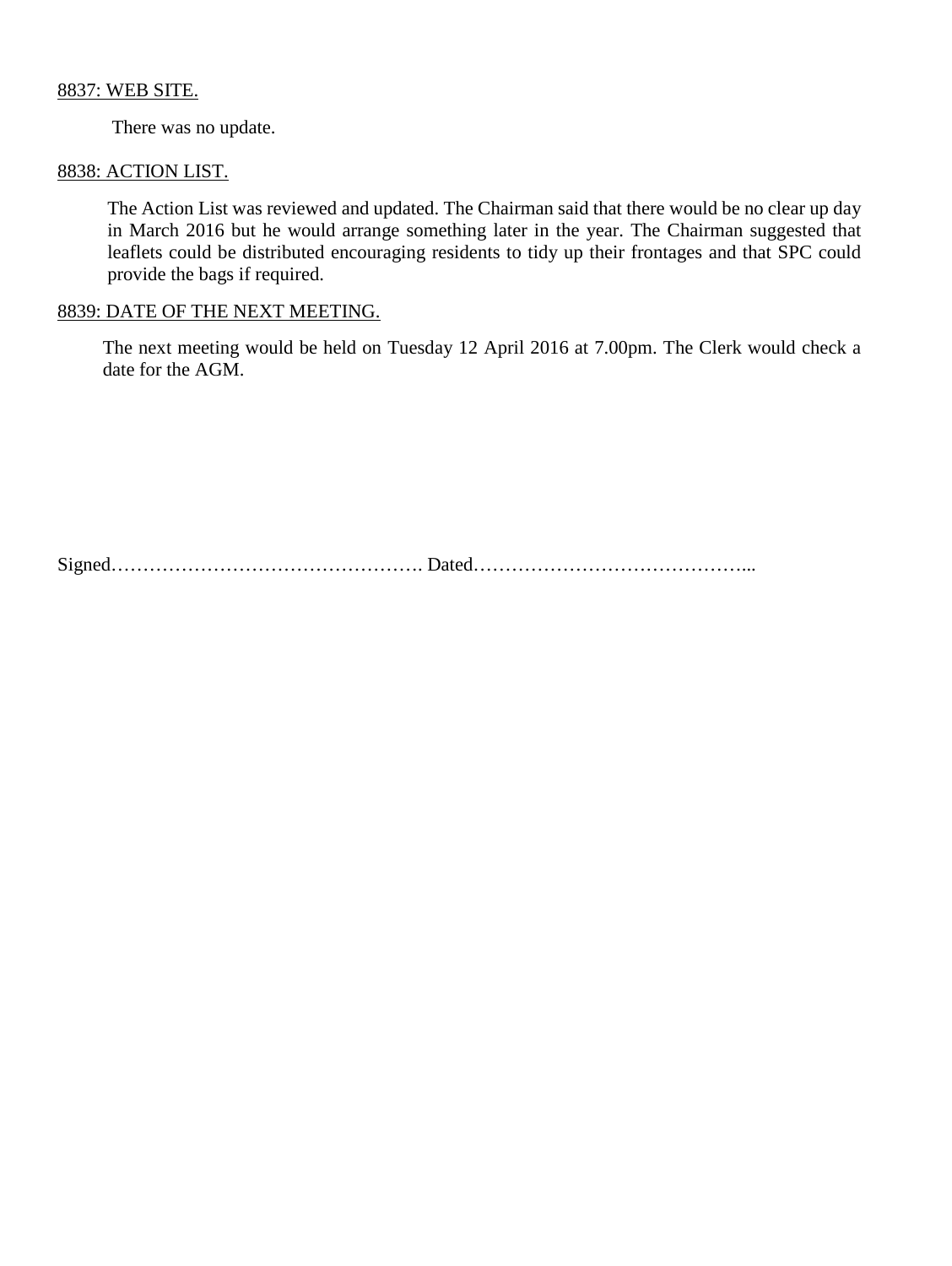8837: WEB SITE.

There was no update.

8838: ACTION LIST.

The Action List was reviewed and updated. The Chairman said that there would be no clear up day in March 2016 but he would arrange something later in the year. The Chairman suggested that leaflets could be distributed encouraging residents to tidy up their frontages and that SPC could provide the bags if required.

8839: DATE OF THE NEXT MEETING.

The next meeting would be held on Tuesday 12 April 2016 at 7.00pm. The Clerk would check a date for the AGM.

Signed…………………………………………. Dated……………………………………...